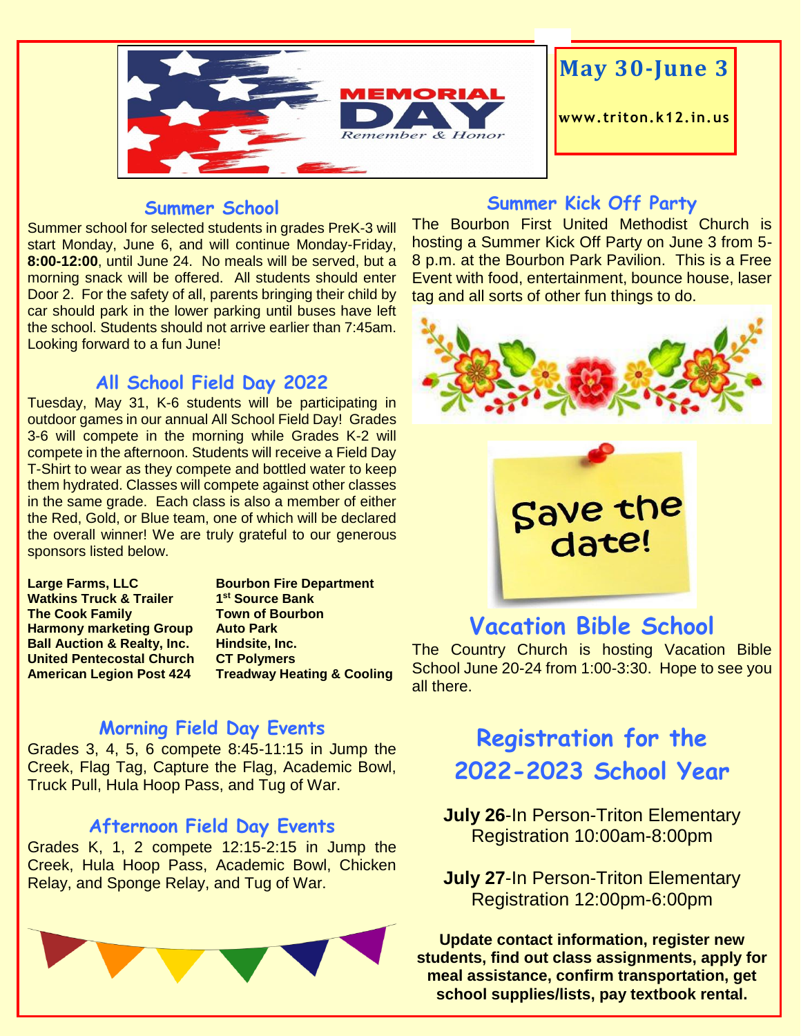MEMORIAL DAY

*Remember & Honor*

**May 30-June 3**

www.triton.k12.in.us

## Summer School

Summer school for selected students in grades PreK-3 will start Monday, June 6, and will continue Monday-Friday, **8:00-12:00**, until June 24. No meals will be served, but a morning snack will be offered. All students should enter Door 2. For the safety of all, parents bringing their child by car should park in the lower parking until buses have left the school. Students should not arrive earlier than 7:45am. Looking forward to a fun June!

## All School Field Day 2022

Tuesday, May 31, K-6 students will be participating in outdoor games in our annual All School Field Day! Grades 3-6 will compete in the morning while Grades K-2 will compete in the afternoon. Students will receive a Field Day T-Shirt to wear as they compete and bottled water to keep them hydrated. Classes will compete against other classes in the same grade. Each class is also a member of either the Red, Gold, or Blue team, one of which will be declared the overall winner! We are truly grateful to our generous sponsors listed below.

**Large Farms, LLC**
**Watkins Truck & Trailer**
**The Cook Family**
**Harmony marketing Group**
**Ball Auction & Realty, Inc.**
**United Pentecostal Church**
**American Legion Post 424**
**Bourbon Fire Department**
**1st Source Bank**
**Town of Bourbon**
**Auto Park**
**Hindsite, Inc.**
**CT Polymers**
**Treadway Heating & Cooling**

## Morning Field Day Events

Grades 3, 4, 5, 6 compete 8:45-11:15 in Jump the Creek, Flag Tag, Capture the Flag, Academic Bowl, Truck Pull, Hula Hoop Pass, and Tug of War.

## Afternoon Field Day Events

Grades K, 1, 2 compete 12:15-2:15 in Jump the Creek, Hula Hoop Pass, Academic Bowl, Chicken Relay, and Sponge Relay, and Tug of War.

## Summer Kick Off Party

The Bourbon First United Methodist Church is hosting a Summer Kick Off Party on June 3 from 5-8 p.m. at the Bourbon Park Pavilion. This is a Free Event with food, entertainment, bounce house, laser tag and all sorts of other fun things to do.

Save the date!

## Vacation Bible School

The Country Church is hosting Vacation Bible School June 20-24 from 1:00-3:30. Hope to see you all there.

## Registration for the 2022-2023 School Year

**July 26**-In Person-Triton Elementary Registration 10:00am-8:00pm

**July 27**-In Person-Triton Elementary Registration 12:00pm-6:00pm

**Update contact information, register new students, find out class assignments, apply for meal assistance, confirm transportation, get school supplies/lists, pay textbook rental.**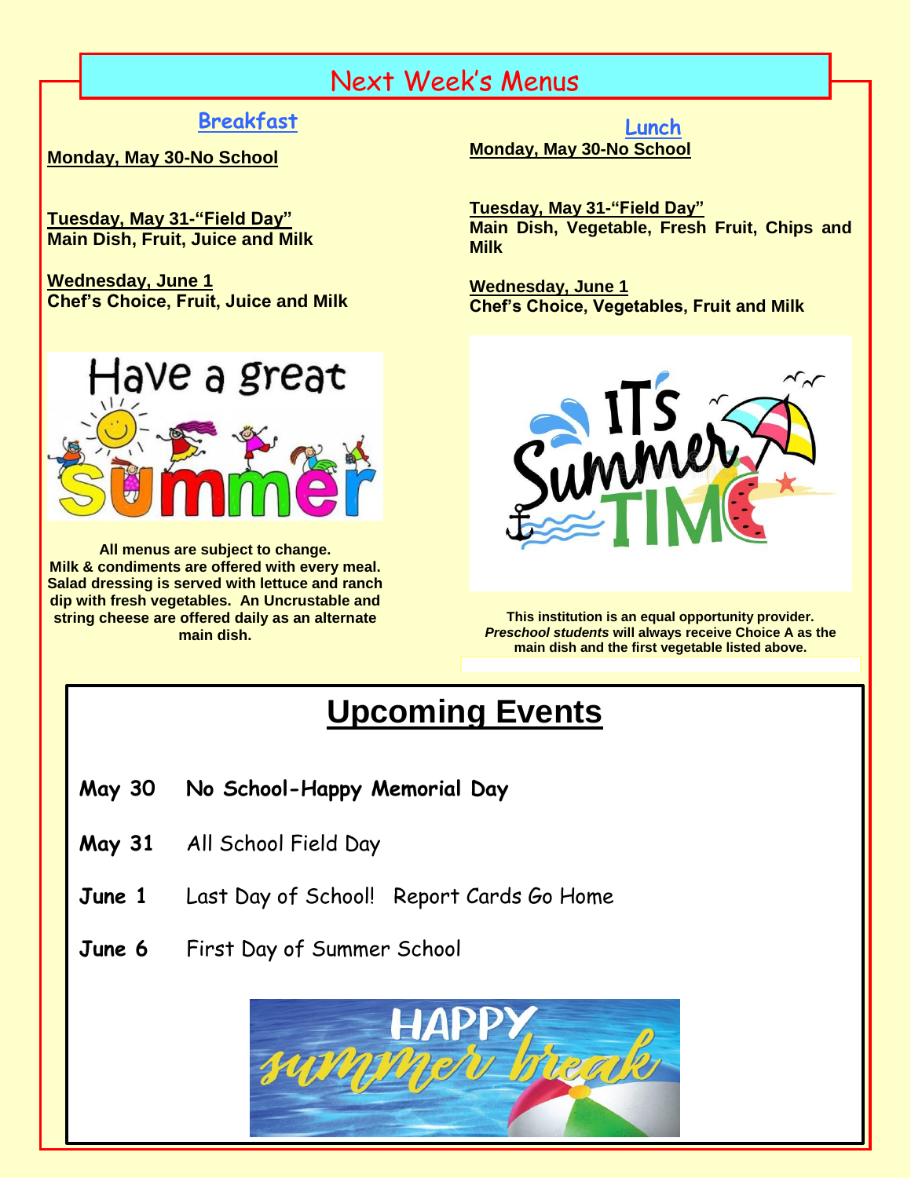# Next Week's Menus

## Breakfast

**Monday, May 30-No School**

**Tuesday, May 31-"Field Day"**
**Main Dish, Fruit, Juice and Milk**

**Wednesday, June 1**
**Chef's Choice, Fruit, Juice and Milk**

**All menus are subject to change.**
**Milk & condiments are offered with every meal.**
**Salad dressing is served with lettuce and ranch dip with fresh vegetables. An Uncrustable and string cheese are offered daily as an alternate main dish.**

## Lunch

**Monday, May 30-No School**

**Tuesday, May 31-"Field Day"**
**Main Dish, Vegetable, Fresh Fruit, Chips and Milk**

**Wednesday, June 1**
**Chef's Choice, Vegetables, Fruit and Milk**

**This institution is an equal opportunity provider.**
***Preschool students*** **will always receive Choice A as the main dish and the first vegetable listed above.**

# Upcoming Events

**May 30** **No School-Happy Memorial Day**

**May 31** All School Field Day

**June 1** Last Day of School! Report Cards Go Home

**June 6** First Day of Summer School